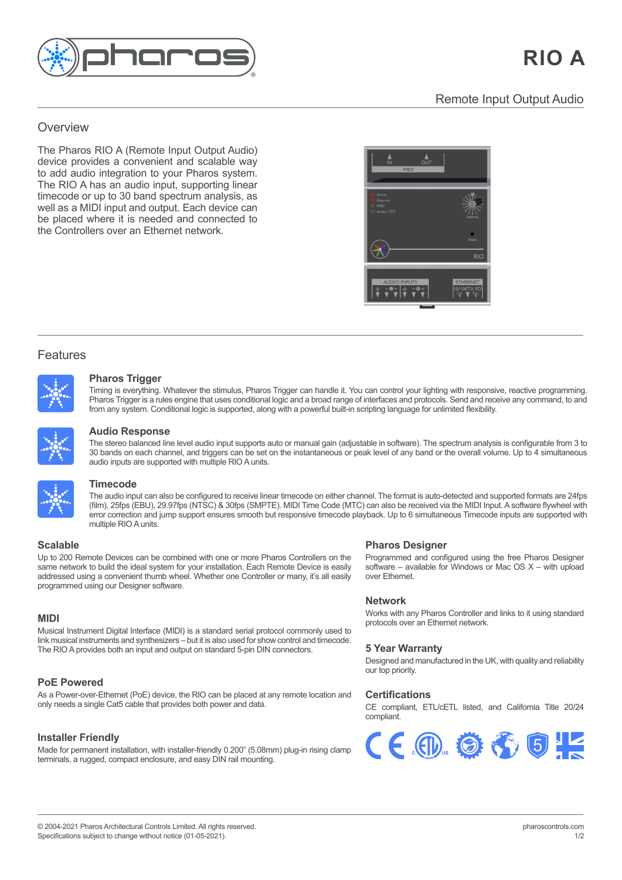# RIO A

Remote Input Output Audio

## Overview

The Pharos RIO A (Remote Input Output Audio) device provides a convenient and scalable way to add audio integration to your Pharos system. The RIO A has an audio input, supporting linear timecode or up to 30 band spectrum analysis, as well as a MIDI input and output. Each device can be placed where it is needed and connected to the Controllers over an Ethernet network.

## Features

### Pharos Trigger

Timing is everything. Whatever the stimulus, Pharos Trigger can handle it. You can control your lighting with responsive, reactive programming. Pharos Trigger is a rules engine that uses conditional logic and a broad range of interfaces and protocols. Send and receive any command, to and from any system. Conditional logic is supported, along with a powerful built-in scripting language for unlimited flexibility.

### Audio Response

The stereo balanced line level audio input supports auto or manual gain (adjustable in software). The spectrum analysis is configurable from 3 to 30 bands on each channel, and triggers can be set on the instantaneous or peak level of any band or the overall volume. Up to 4 simultaneous audio inputs are supported with multiple RIO A units.

### Timecode

The audio input can also be configured to receive linear timecode on either channel. The format is auto-detected and supported formats are 24fps (film), 25fps (EBU), 29.97fps (NTSC) & 30fps (SMPTE). MIDI Time Code (MTC) can also be received via the MIDI Input. A software flywheel with error correction and jump support ensures smooth but responsive timecode playback. Up to 6 simultaneous Timecode inputs are supported with multiple RIO A units.

### Scalable

Up to 200 Remote Devices can be combined with one or more Pharos Controllers on the same network to build the ideal system for your installation. Each Remote Device is easily addressed using a convenient thumb wheel. Whether one Controller or many, it's all easily programmed using our Designer software.

### MIDI

Musical Instrument Digital Interface (MIDI) is a standard serial protocol commonly used to link musical instruments and synthesizers – but it is also used for show control and timecode. The RIO A provides both an input and output on standard 5-pin DIN connectors.

### PoE Powered

As a Power-over-Ethernet (PoE) device, the RIO can be placed at any remote location and only needs a single Cat5 cable that provides both power and data.

### Installer Friendly

Made for permanent installation, with installer-friendly 0.200" (5.08mm) plug-in rising clamp terminals, a rugged, compact enclosure, and easy DIN rail mounting.

### Pharos Designer

Programmed and configured using the free Pharos Designer software – available for Windows or Mac OS X – with upload over Ethernet.

### Network

Works with any Pharos Controller and links to it using standard protocols over an Ethernet network.

### 5 Year Warranty

Designed and manufactured in the UK, with quality and reliability our top priority.

### Certifications

CE compliant, ETL/cETL listed, and California Title 20/24 compliant.

© 2004-2021 Pharos Architectural Controls Limited. All rights reserved.
Specifications subject to change without notice (01-05-2021).

pharoscontrols.com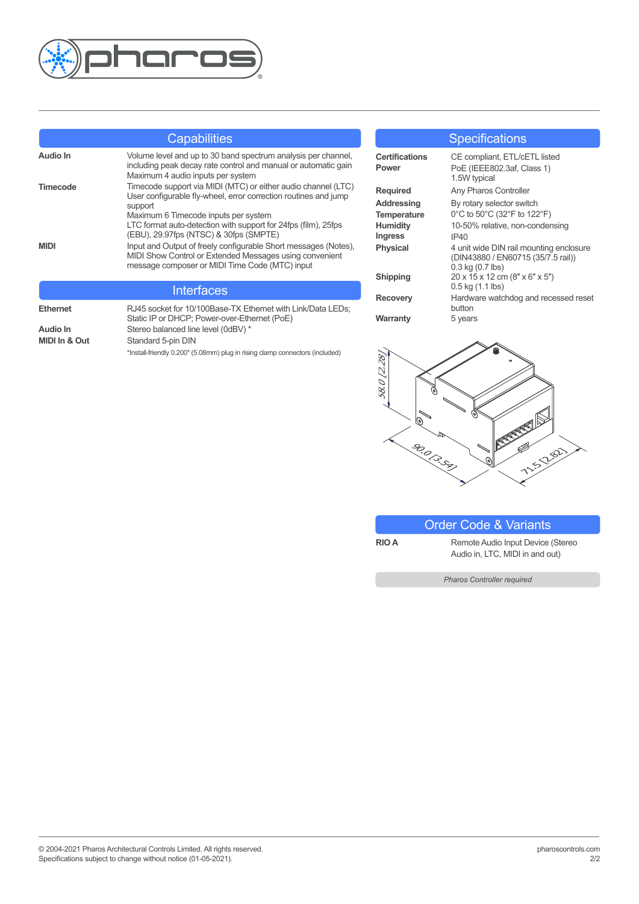## Capabilities

| | |
|---|---|
| **Audio In** | Volume level and up to 30 band spectrum analysis per channel, including peak decay rate control and manual or automatic gain<br>Maximum 4 audio inputs per system |
| **Timecode** | Timecode support via MIDI (MTC) or either audio channel (LTC)<br>User configurable fly-wheel, error correction routines and jump support<br>Maximum 6 Timecode inputs per system<br>LTC format auto-detection with support for 24fps (film), 25fps (EBU), 29.97fps (NTSC) & 30fps (SMPTE) |
| **MIDI** | Input and Output of freely configurable Short messages (Notes), MIDI Show Control or Extended Messages using convenient message composer or MIDI Time Code (MTC) input |

## Interfaces

| | |
|---|---|
| **Ethernet** | RJ45 socket for 10/100Base-TX Ethernet with Link/Data LEDs; Static IP or DHCP; Power-over-Ethernet (PoE) |
| **Audio In** | Stereo balanced line level (0dBV) * |
| **MIDI In & Out** | Standard 5-pin DIN |

*Install-friendly 0.200" (5.08mm) plug in rising clamp connectors (included)

## Specifications

| | |
|---|---|
| **Certifications** | CE compliant, ETL/cETL listed |
| **Power** | PoE (IEEE802.3af, Class 1)<br>1.5W typical |
| **Required** | Any Pharos Controller |
| **Addressing** | By rotary selector switch |
| **Temperature** | 0°C to 50°C (32°F to 122°F) |
| **Humidity** | 10-50% relative, non-condensing |
| **Ingress** | IP40 |
| **Physical** | 4 unit wide DIN rail mounting enclosure (DIN43880 / EN60715 (35/7.5 rail))<br>0.3 kg (0.7 lbs) |
| **Shipping** | 20 x 15 x 12 cm (8" x 6" x 5")<br>0.5 kg (1.1 lbs) |
| **Recovery** | Hardware watchdog and recessed reset button |
| **Warranty** | 5 years |

58.0 [2.28]
90.0 [3.54]
71.5 [2.82]

## Order Code & Variants

| | |
|---|---|
| **RIO A** | Remote Audio Input Device (Stereo Audio in, LTC, MIDI in and out) |

*Pharos Controller required*

© 2004-2021 Pharos Architectural Controls Limited. All rights reserved.
Specifications subject to change without notice (01-05-2021).

pharoscontrols.com